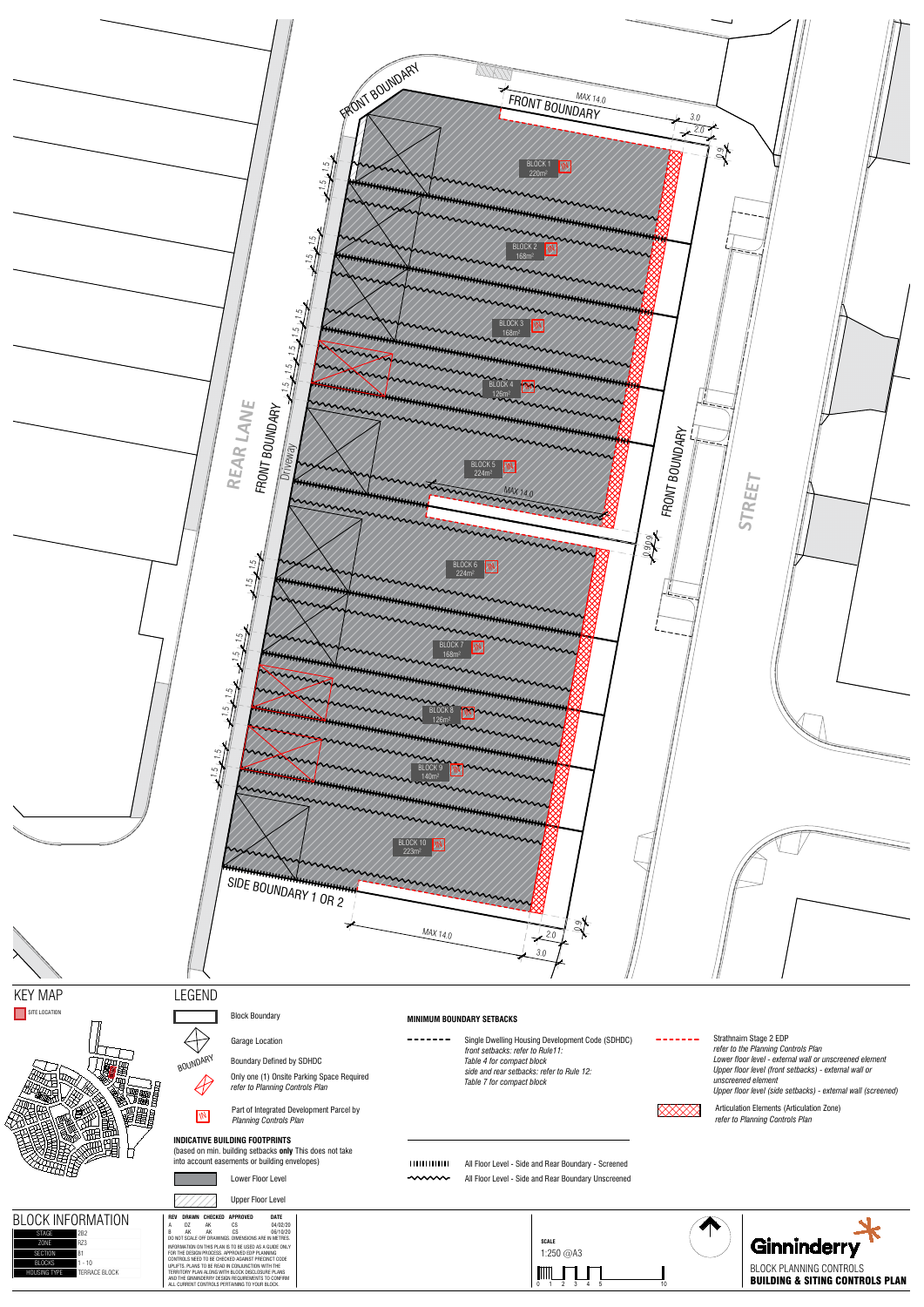FRONT BOUNDARY

MAX 14.0

FRONT BOUNDARY

3.0

2.0

0.9

BLOCK 1 220m²

BLOCK 2 168m²

BLOCK 3 168m²

BLOCK 4 126m²

BLOCK 5 224m²

MAX 14.0

BLOCK 6 224m²

BLOCK 7 168m²

BLOCK 8 126m²

BLOCK 9 140m²

BLOCK 10 223m²

REAR LANE

FRONT BOUNDARY

Driveway

FRONT BOUNDARY

STREET

SIDE BOUNDARY 1 OR 2

MAX 14.0

2.0

3.0

0.9

## KEY MAP

SITE LOCATION

## LEGEND

- Block Boundary
- Garage Location
- BOUNDARY — Boundary Defined by SDHDC
- Only one (1) Onsite Parking Space Required *refer to Planning Controls Plan*
- IN — Part of Integrated Development Parcel by *Planning Controls Plan*

**INDICATIVE BUILDING FOOTPRINTS**
(based on min. building setbacks **only** This does not take into account easements or building envelopes)

- Lower Floor Level
- Upper Floor Level

**MINIMUM BOUNDARY SETBACKS**

- Single Dwelling Housing Development Code (SDHDC) *front setbacks: refer to Rule11: Table 4 for compact block side and rear setbacks: refer to Rule 12: Table 7 for compact block*
- Strathnairn Stage 2 EDP *refer to the Planning Controls Plan Lower floor level - external wall or unscreened element Upper floor level (front setbacks) - external wall or unscreened element Upper floor level (side setbacks) - external wall (screened)*
- Articulation Elements (Articulation Zone) *refer to Planning Controls Plan*
- All Floor Level - Side and Rear Boundary - Screened
- All Floor Level - Side and Rear Boundary Unscreened

## BLOCK INFORMATION

| | |
|---|---|
| STAGE | 2B2 |
| ZONE | RZ3 |
| SECTION | 81 |
| BLOCKS | 1 - 10 |
| HOUSING TYPE | TERRACE BLOCK |

| REV | DRAWN | CHECKED | APPROVED | DATE |
|---|---|---|---|---|
| A | DZ | AK | CS | 04/02/20 |
| B | AK | AK | CS | 06/10/20 |

DO NOT SCALE OFF DRAWINGS. DIMENSIONS ARE IN METRES.
INFORMATION ON THIS PLAN IS TO BE USED AS A GUIDE ONLY FOR THE DESIGN PROCESS. APPROVED EDP PLANNING CONTROLS NEED TO BE CHECKED AGAINST PRECINCT CODE UPLIFTS. PLANS TO BE READ IN CONJUNCTION WITH THE TERRITORY PLAN ALONG WITH BLOCK DISCLOSURE PLANS AND THE GINNINDERRY DESIGN REQUIREMENTS TO CONFIRM ALL CURRENT CONTROLS PERTAINING TO YOUR BLOCK.

SCALE
1:250 @A3
0 1 2 3 4 5 10

Ginninderry
BLOCK PLANNING CONTROLS
**BUILDING & SITING CONTROLS PLAN**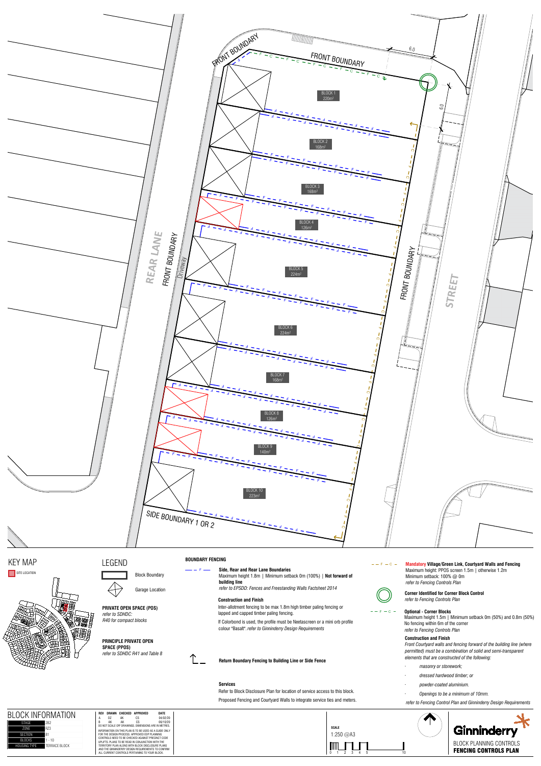REAR LANE

FRONT BOUNDARY

Driveway

FRONT BOUNDARY

FRONT BOUNDARY

FRONT BOUNDARY

STREET

SIDE BOUNDARY 1 OR 2

6.0

6.0

BLOCK 1
220m²

BLOCK 2
168m²

BLOCK 3
168m²

BLOCK 4
126m²

BLOCK 5
224m²

BLOCK 6
224m²

BLOCK 7
168m²

BLOCK 8
126m²

BLOCK 9
140m²

BLOCK 10
223m²

## KEY MAP

SITE LOCATION

## LEGEND

Block Boundary

Garage Location

**PRIVATE OPEN SPACE (POS)**
*refer to SDHDC:*
*R40 for compact blocks*

**PRINCIPLE PRIVATE OPEN SPACE (PPOS)**
*refer to SDHDC R41 and Table 8*

## BOUNDARY FENCING

**Side, Rear and Rear Lane Boundaries**
Maximum height 1.8m | Minimum setback 0m (100%) | **Not forward of building line**
*refer to EPSDD: Fences and Freestanding Walls Factsheet 2014*

**Construction and Finish**
Inter-allotment fencing to be max 1.8m high timber paling fencing or lapped and capped timber paling fencing.

If Colorbond is used, the profile must be Neetascreen or a mini orb profile colour "Basalt". *refer to Ginninderry Design Requirements*

**Return Boundary Fencing to Building Line or Side Fence**

**Services**
Refer to Block Disclosure Plan for location of service access to this block.
Proposed Fencing and Courtyard Walls to integrate service ties and meters.

**Mandatory Village/Green Link, Courtyard Walls and Fencing**
Maximum height: PPOS screen 1.5m | otherwise 1.2m
Minimum setback: 100% @ 0m
*refer to Fencing Controls Plan*

**Corner Identified for Corner Block Control**
*refer to Fencing Controls Plan*

**Optional - Corner Blocks**
Maximum height 1.5m | Minimum setback 0m (50%) and 0.8m (50%)
No fencing within 6m of the corner
*refer to Fencing Controls Plan*

**Construction and Finish**
*Front Courtyard walls and fencing forward of the building line (where permitted) must be a combination of solid and semi-transparent elements that are constructed of the following:*

- *masonry or stonework;*
- *dressed hardwood timber; or*
- *powder-coated aluminium.*
- *Openings to be a minimum of 10mm.*

*refer to Fencing Control Plan and Ginninderry Design Requirements*

## BLOCK INFORMATION

| | |
|---|---|
| STAGE | 2B2 |
| ZONE | RZ3 |
| SECTION | 81 |
| BLOCKS | 1 - 10 |
| HOUSING TYPE | TERRACE BLOCK |

| REV | DRAWN | CHECKED | APPROVED | DATE |
|---|---|---|---|---|
| A | DZ | AK | CS | 04/02/20 |
| B | AK | AK | CS | 06/10/20 |

DO NOT SCALE OFF DRAWINGS. DIMENSIONS ARE IN METRES.
INFORMATION ON THIS PLAN IS TO BE USED AS A GUIDE ONLY FOR THE DESIGN PROCESS. APPROVED EDP PLANNING CONTROLS NEED TO BE CHECKED AGAINST PRECINCT CODE UPLIFTS. PLANS TO BE READ IN CONJUNCTION WITH THE TERRITORY PLAN ALONG WITH BLOCK DISCLOSURE PLANS AND THE GINNINDERRY DESIGN REQUIREMENTS TO CONFIRM ALL CURRENT CONTROLS PERTAINING TO YOUR BLOCK.

SCALE
1:250 @A3

0 1 2 3 4 5 10

Ginninderry

BLOCK PLANNING CONTROLS
**FENCING CONTROLS PLAN**